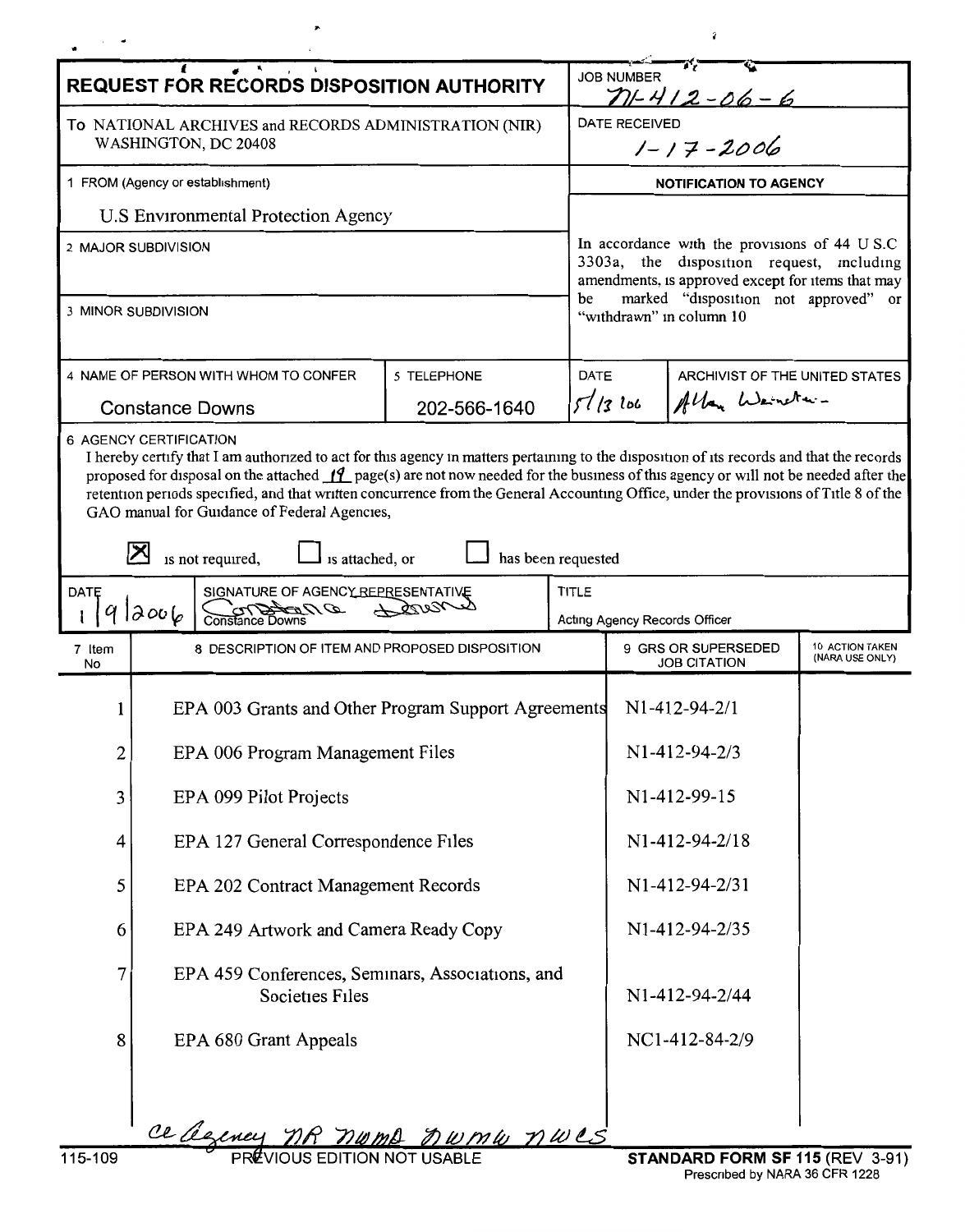# REQUEST FOR RECORDS DISPOSITION AUTHORITY

**JOB NUMBER** N1-412-06-6

To NATIONAL ARCHIVES and RECORDS ADMINISTRATION (NIR) WASHINGTON, DC 20408

**DATE RECEIVED** 1-17-2006

1 FROM (Agency or establishment)

U.S Environmental Protection Agency

2 MAJOR SUBDIVISION

3 MINOR SUBDIVISION

**NOTIFICATION TO AGENCY**

In accordance with the provisions of 44 U S.C 3303a, the disposition request, including amendments, is approved except for items that may be marked "disposition not approved" or "withdrawn" in column 10

| 4 NAME OF PERSON WITH WHOM TO CONFER | 5 TELEPHONE | DATE | ARCHIVIST OF THE UNITED STATES |
|---|---|---|---|
| Constance Downs | 202-566-1640 | 5/13/06 | Allen Weinstein |

6 AGENCY CERTIFICATION

I hereby certify that I am authorized to act for this agency in matters pertaining to the disposition of its records and that the records proposed for disposal on the attached 19 page(s) are not now needed for the business of this agency or will not be needed after the retention periods specified, and that written concurrence from the General Accounting Office, under the provisions of Title 8 of the GAO manual for Guidance of Federal Agencies,

[X] is not required, [ ] is attached, or [ ] has been requested

| DATE | SIGNATURE OF AGENCY REPRESENTATIVE | TITLE |
|---|---|---|
| 1/9/2006 | Constance Downs | Acting Agency Records Officer |

| 7 Item No | 8 DESCRIPTION OF ITEM AND PROPOSED DISPOSITION | 9 GRS OR SUPERSEDED JOB CITATION | 10 ACTION TAKEN (NARA USE ONLY) |
|---|---|---|---|
| 1 | EPA 003 Grants and Other Program Support Agreements | N1-412-94-2/1 | |
| 2 | EPA 006 Program Management Files | N1-412-94-2/3 | |
| 3 | EPA 099 Pilot Projects | N1-412-99-15 | |
| 4 | EPA 127 General Correspondence Files | N1-412-94-2/18 | |
| 5 | EPA 202 Contract Management Records | N1-412-94-2/31 | |
| 6 | EPA 249 Artwork and Camera Ready Copy | N1-412-94-2/35 | |
| 7 | EPA 459 Conferences, Seminars, Associations, and Societies Files | N1-412-94-2/44 | |
| 8 | EPA 680 Grant Appeals | NC1-412-84-2/9 | |

cc Agency NR NWMD NWMW NWCS

115-109 PREVIOUS EDITION NOT USABLE

**STANDARD FORM SF 115 (REV 3-91)**
Prescribed by NARA 36 CFR 1228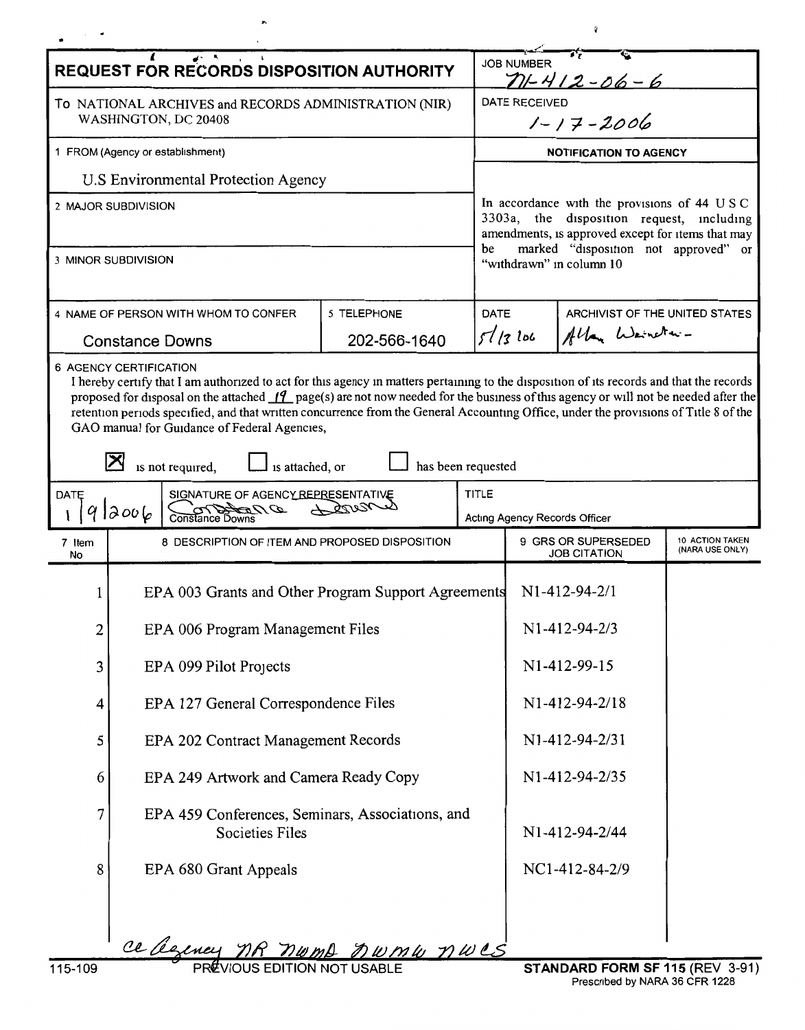# REQUEST FOR RECORDS DISPOSITION AUTHORITY

**JOB NUMBER** N1-412-06-6

**DATE RECEIVED** 1-17-2006

To NATIONAL ARCHIVES and RECORDS ADMINISTRATION (NIR)
WASHINGTON, DC 20408

1 FROM (Agency or establishment)

U.S Environmental Protection Agency

2 MAJOR SUBDIVISION

3 MINOR SUBDIVISION

**NOTIFICATION TO AGENCY**

In accordance with the provisions of 44 U S C 3303a, the disposition request, including amendments, is approved except for items that may be marked "disposition not approved" or "withdrawn" in column 10

| 4 NAME OF PERSON WITH WHOM TO CONFER | 5 TELEPHONE | DATE | ARCHIVIST OF THE UNITED STATES |
|---|---|---|---|
| Constance Downs | 202-566-1640 | 5/13/06 | Allen Weinstein |

6 AGENCY CERTIFICATION

I hereby certify that I am authorized to act for this agency in matters pertaining to the disposition of its records and that the records proposed for disposal on the attached 19 page(s) are not now needed for the business of this agency or will not be needed after the retention periods specified, and that written concurrence from the General Accounting Office, under the provisions of Title 8 of the GAO manual for Guidance of Federal Agencies,

☒ is not required, ☐ is attached, or ☐ has been requested

| DATE | SIGNATURE OF AGENCY REPRESENTATIVE | TITLE |
|---|---|---|
| 1/9/2006 | Constance Downs | Acting Agency Records Officer |

| 7 Item No | 8 DESCRIPTION OF ITEM AND PROPOSED DISPOSITION | 9 GRS OR SUPERSEDED JOB CITATION | 10 ACTION TAKEN (NARA USE ONLY) |
|---|---|---|---|
| 1 | EPA 003 Grants and Other Program Support Agreements | N1-412-94-2/1 | |
| 2 | EPA 006 Program Management Files | N1-412-94-2/3 | |
| 3 | EPA 099 Pilot Projects | N1-412-99-15 | |
| 4 | EPA 127 General Correspondence Files | N1-412-94-2/18 | |
| 5 | EPA 202 Contract Management Records | N1-412-94-2/31 | |
| 6 | EPA 249 Artwork and Camera Ready Copy | N1-412-94-2/35 | |
| 7 | EPA 459 Conferences, Seminars, Associations, and Societies Files | N1-412-94-2/44 | |
| 8 | EPA 680 Grant Appeals | NC1-412-84-2/9 | |

cc Agency NR NWMD NWMW NWCS

115-109 PREVIOUS EDITION NOT USABLE

**STANDARD FORM SF 115** (REV 3-91)
Prescribed by NARA 36 CFR 1228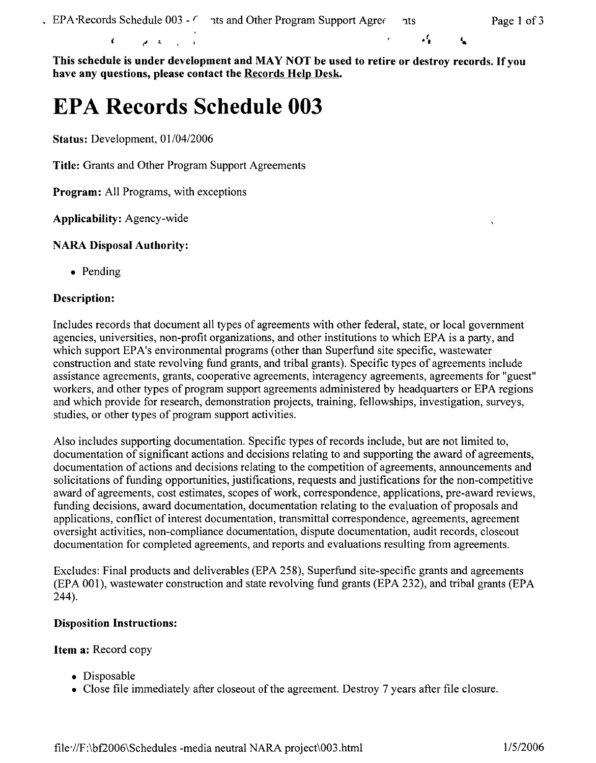**This schedule is under development and MAY NOT be used to retire or destroy records. If you have any questions, please contact the Records Help Desk.**

# EPA Records Schedule 003

**Status:** Development, 01/04/2006

**Title:** Grants and Other Program Support Agreements

**Program:** All Programs, with exceptions

**Applicability:** Agency-wide

**NARA Disposal Authority:**

- Pending

**Description:**

Includes records that document all types of agreements with other federal, state, or local government agencies, universities, non-profit organizations, and other institutions to which EPA is a party, and which support EPA's environmental programs (other than Superfund site specific, wastewater construction and state revolving fund grants, and tribal grants). Specific types of agreements include assistance agreements, grants, cooperative agreements, interagency agreements, agreements for "guest" workers, and other types of program support agreements administered by headquarters or EPA regions and which provide for research, demonstration projects, training, fellowships, investigation, surveys, studies, or other types of program support activities.

Also includes supporting documentation. Specific types of records include, but are not limited to, documentation of significant actions and decisions relating to and supporting the award of agreements, documentation of actions and decisions relating to the competition of agreements, announcements and solicitations of funding opportunities, justifications, requests and justifications for the non-competitive award of agreements, cost estimates, scopes of work, correspondence, applications, pre-award reviews, funding decisions, award documentation, documentation relating to the evaluation of proposals and applications, conflict of interest documentation, transmittal correspondence, agreements, agreement oversight activities, non-compliance documentation, dispute documentation, audit records, closeout documentation for completed agreements, and reports and evaluations resulting from agreements.

Excludes: Final products and deliverables (EPA 258), Superfund site-specific grants and agreements (EPA 001), wastewater construction and state revolving fund grants (EPA 232), and tribal grants (EPA 244).

**Disposition Instructions:**

**Item a:** Record copy

- Disposable
- Close file immediately after closeout of the agreement. Destroy 7 years after file closure.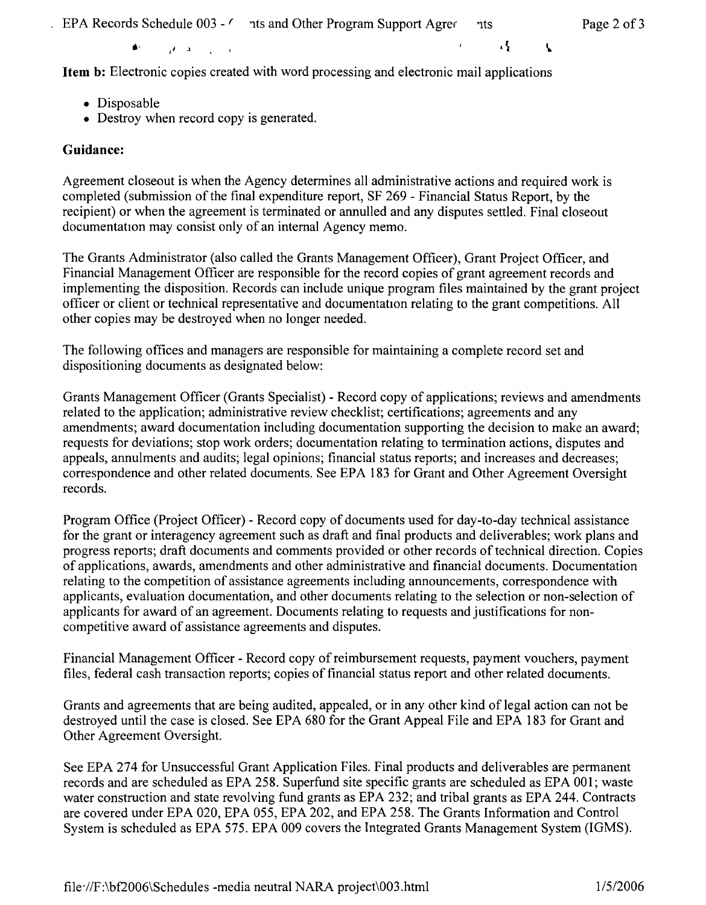**Item b:** Electronic copies created with word processing and electronic mail applications

- Disposable
- Destroy when record copy is generated.

**Guidance:**

Agreement closeout is when the Agency determines all administrative actions and required work is completed (submission of the final expenditure report, SF 269 - Financial Status Report, by the recipient) or when the agreement is terminated or annulled and any disputes settled. Final closeout documentation may consist only of an internal Agency memo.

The Grants Administrator (also called the Grants Management Officer), Grant Project Officer, and Financial Management Officer are responsible for the record copies of grant agreement records and implementing the disposition. Records can include unique program files maintained by the grant project officer or client or technical representative and documentation relating to the grant competitions. All other copies may be destroyed when no longer needed.

The following offices and managers are responsible for maintaining a complete record set and dispositioning documents as designated below:

Grants Management Officer (Grants Specialist) - Record copy of applications; reviews and amendments related to the application; administrative review checklist; certifications; agreements and any amendments; award documentation including documentation supporting the decision to make an award; requests for deviations; stop work orders; documentation relating to termination actions, disputes and appeals, annulments and audits; legal opinions; financial status reports; and increases and decreases; correspondence and other related documents. See EPA 183 for Grant and Other Agreement Oversight records.

Program Office (Project Officer) - Record copy of documents used for day-to-day technical assistance for the grant or interagency agreement such as draft and final products and deliverables; work plans and progress reports; draft documents and comments provided or other records of technical direction. Copies of applications, awards, amendments and other administrative and financial documents. Documentation relating to the competition of assistance agreements including announcements, correspondence with applicants, evaluation documentation, and other documents relating to the selection or non-selection of applicants for award of an agreement. Documents relating to requests and justifications for non-competitive award of assistance agreements and disputes.

Financial Management Officer - Record copy of reimbursement requests, payment vouchers, payment files, federal cash transaction reports; copies of financial status report and other related documents.

Grants and agreements that are being audited, appealed, or in any other kind of legal action can not be destroyed until the case is closed. See EPA 680 for the Grant Appeal File and EPA 183 for Grant and Other Agreement Oversight.

See EPA 274 for Unsuccessful Grant Application Files. Final products and deliverables are permanent records and are scheduled as EPA 258. Superfund site specific grants are scheduled as EPA 001; waste water construction and state revolving fund grants as EPA 232; and tribal grants as EPA 244. Contracts are covered under EPA 020, EPA 055, EPA 202, and EPA 258. The Grants Information and Control System is scheduled as EPA 575. EPA 009 covers the Integrated Grants Management System (IGMS).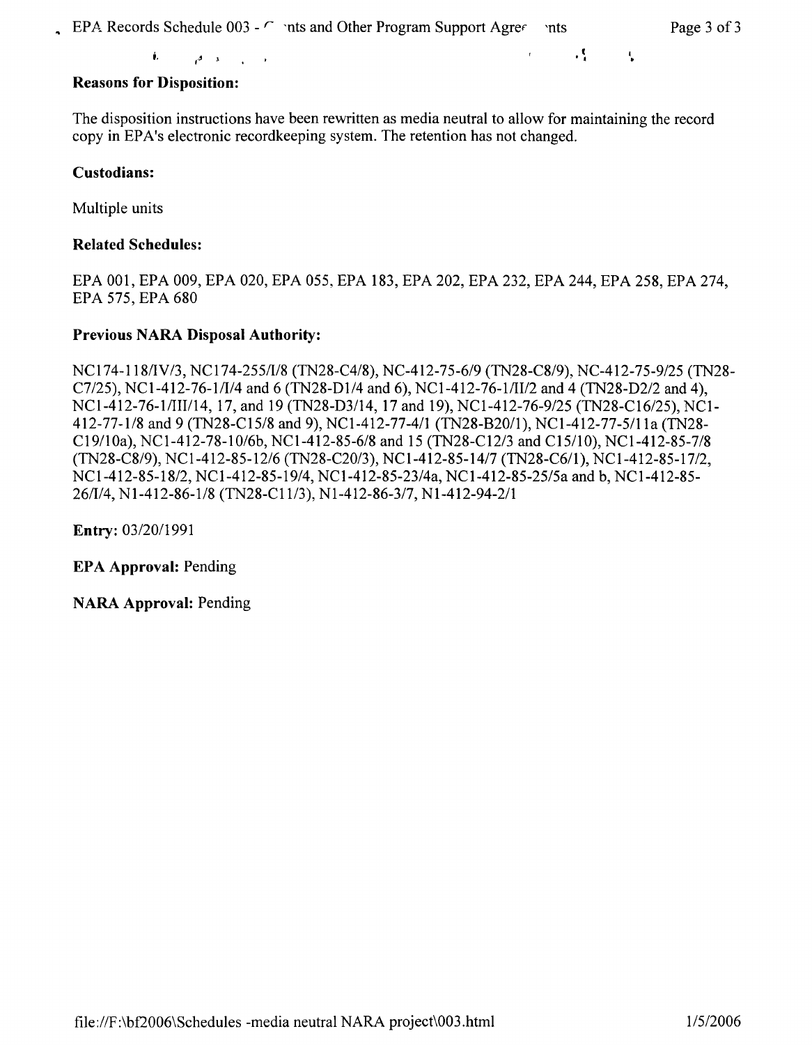**Reasons for Disposition:**

The disposition instructions have been rewritten as media neutral to allow for maintaining the record copy in EPA's electronic recordkeeping system. The retention has not changed.

**Custodians:**

Multiple units

**Related Schedules:**

EPA 001, EPA 009, EPA 020, EPA 055, EPA 183, EPA 202, EPA 232, EPA 244, EPA 258, EPA 274, EPA 575, EPA 680

**Previous NARA Disposal Authority:**

NC174-118/IV/3, NC174-255/I/8 (TN28-C4/8), NC-412-75-6/9 (TN28-C8/9), NC-412-75-9/25 (TN28-C7/25), NC1-412-76-1/I/4 and 6 (TN28-D1/4 and 6), NC1-412-76-1/II/2 and 4 (TN28-D2/2 and 4), NC1-412-76-1/III/14, 17, and 19 (TN28-D3/14, 17 and 19), NC1-412-76-9/25 (TN28-C16/25), NC1-412-77-1/8 and 9 (TN28-C15/8 and 9), NC1-412-77-4/1 (TN28-B20/1), NC1-412-77-5/11a (TN28-C19/10a), NC1-412-78-10/6b, NC1-412-85-6/8 and 15 (TN28-C12/3 and C15/10), NC1-412-85-7/8 (TN28-C8/9), NC1-412-85-12/6 (TN28-C20/3), NC1-412-85-14/7 (TN28-C6/1), NC1-412-85-17/2, NC1-412-85-18/2, NC1-412-85-19/4, NC1-412-85-23/4a, NC1-412-85-25/5a and b, NC1-412-85-26/I/4, N1-412-86-1/8 (TN28-C11/3), N1-412-86-3/7, N1-412-94-2/1

**Entry:** 03/20/1991

**EPA Approval:** Pending

**NARA Approval:** Pending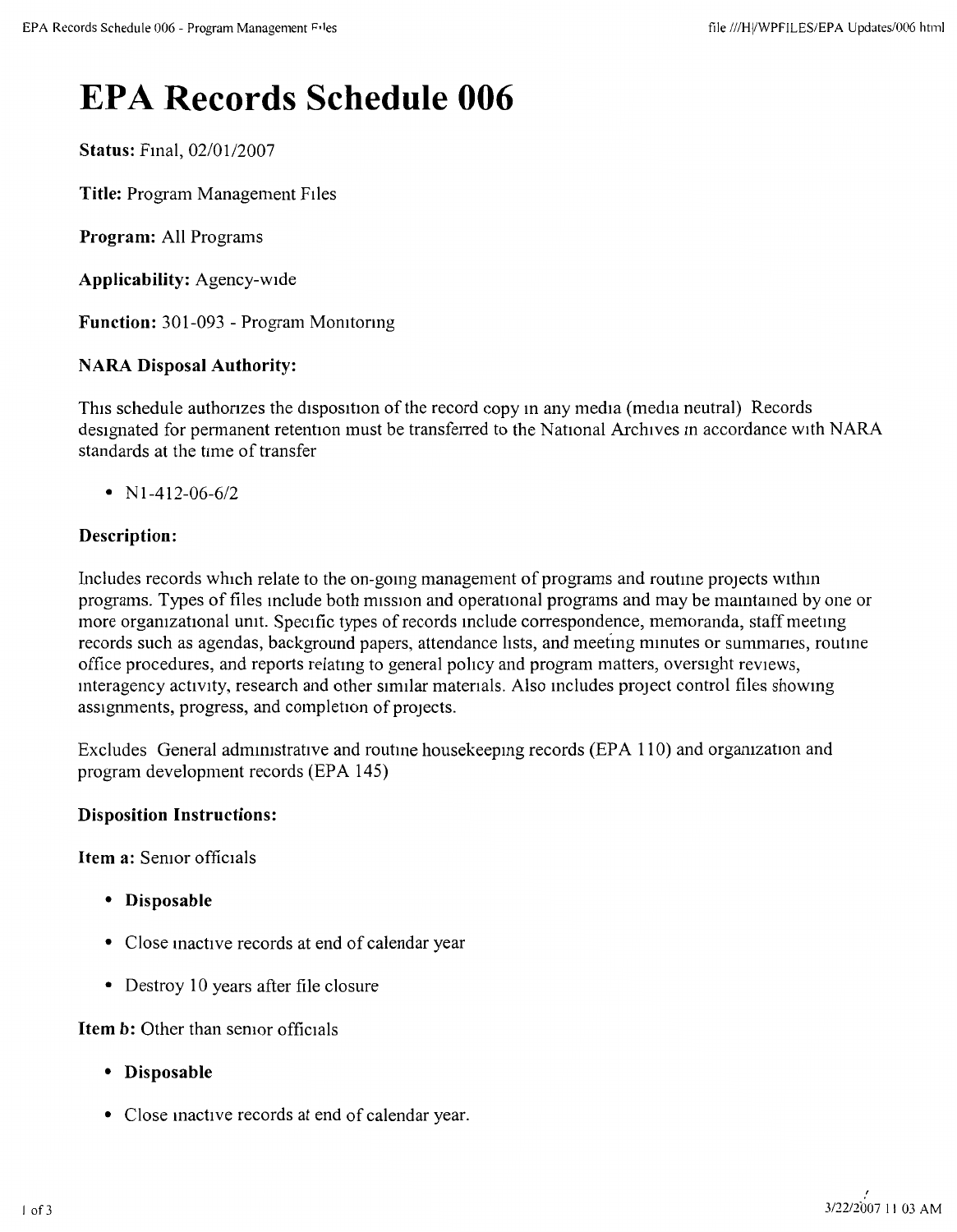# EPA Records Schedule 006

**Status:** Final, 02/01/2007

**Title:** Program Management Files

**Program:** All Programs

**Applicability:** Agency-wide

**Function:** 301-093 - Program Monitoring

**NARA Disposal Authority:**

This schedule authorizes the disposition of the record copy in any media (media neutral) Records designated for permanent retention must be transferred to the National Archives in accordance with NARA standards at the time of transfer

- N1-412-06-6/2

**Description:**

Includes records which relate to the on-going management of programs and routine projects within programs. Types of files include both mission and operational programs and may be maintained by one or more organizational unit. Specific types of records include correspondence, memoranda, staff meeting records such as agendas, background papers, attendance lists, and meeting minutes or summaries, routine office procedures, and reports relating to general policy and program matters, oversight reviews, interagency activity, research and other similar materials. Also includes project control files showing assignments, progress, and completion of projects.

Excludes General administrative and routine housekeeping records (EPA 110) and organization and program development records (EPA 145)

**Disposition Instructions:**

**Item a:** Senior officials

- **Disposable**
- Close inactive records at end of calendar year
- Destroy 10 years after file closure

**Item b:** Other than senior officials

- **Disposable**
- Close inactive records at end of calendar year.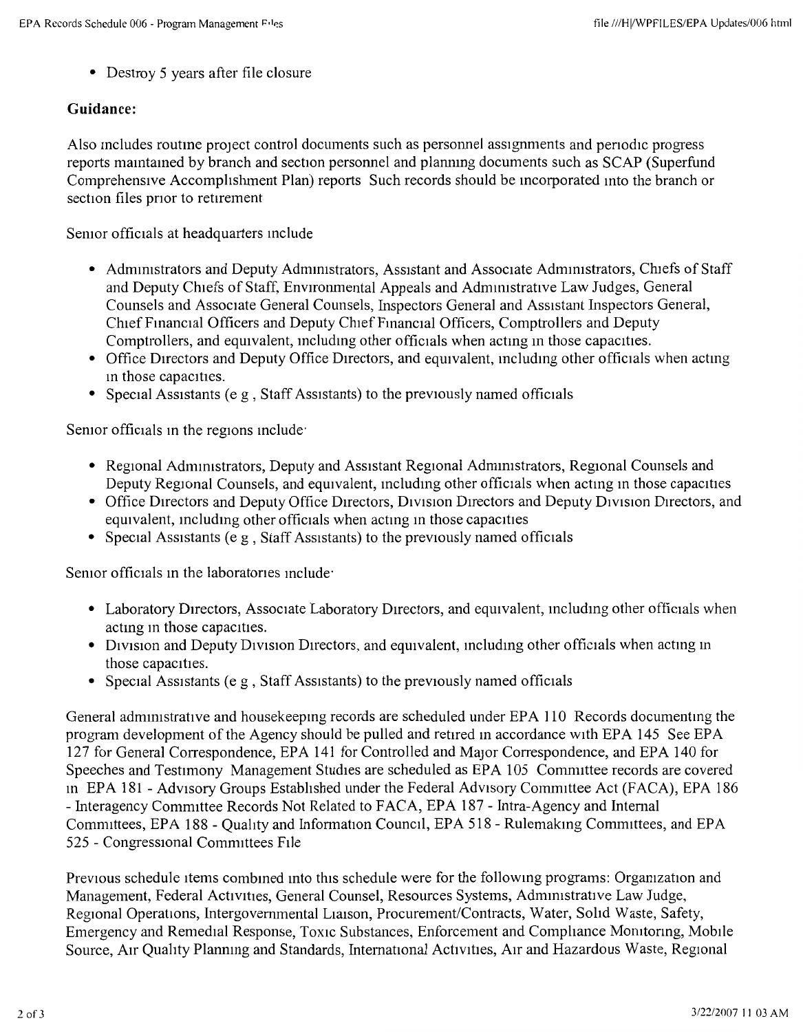- Destroy 5 years after file closure

**Guidance:**

Also includes routine project control documents such as personnel assignments and periodic progress reports maintained by branch and section personnel and planning documents such as SCAP (Superfund Comprehensive Accomplishment Plan) reports Such records should be incorporated into the branch or section files prior to retirement

Senior officials at headquarters include

- Administrators and Deputy Administrators, Assistant and Associate Administrators, Chiefs of Staff and Deputy Chiefs of Staff, Environmental Appeals and Administrative Law Judges, General Counsels and Associate General Counsels, Inspectors General and Assistant Inspectors General, Chief Financial Officers and Deputy Chief Financial Officers, Comptrollers and Deputy Comptrollers, and equivalent, including other officials when acting in those capacities.
- Office Directors and Deputy Office Directors, and equivalent, including other officials when acting in those capacities.
- Special Assistants (e g , Staff Assistants) to the previously named officials

Senior officials in the regions include·

- Regional Administrators, Deputy and Assistant Regional Administrators, Regional Counsels and Deputy Regional Counsels, and equivalent, including other officials when acting in those capacities
- Office Directors and Deputy Office Directors, Division Directors and Deputy Division Directors, and equivalent, including other officials when acting in those capacities
- Special Assistants (e g , Staff Assistants) to the previously named officials

Senior officials in the laboratories include·

- Laboratory Directors, Associate Laboratory Directors, and equivalent, including other officials when acting in those capacities.
- Division and Deputy Division Directors, and equivalent, including other officials when acting in those capacities.
- Special Assistants (e g , Staff Assistants) to the previously named officials

General administrative and housekeeping records are scheduled under EPA 110 Records documenting the program development of the Agency should be pulled and retired in accordance with EPA 145 See EPA 127 for General Correspondence, EPA 141 for Controlled and Major Correspondence, and EPA 140 for Speeches and Testimony Management Studies are scheduled as EPA 105 Committee records are covered in EPA 181 - Advisory Groups Established under the Federal Advisory Committee Act (FACA), EPA 186 - Interagency Committee Records Not Related to FACA, EPA 187 - Intra-Agency and Internal Committees, EPA 188 - Quality and Information Council, EPA 518 - Rulemaking Committees, and EPA 525 - Congressional Committees File

Previous schedule items combined into this schedule were for the following programs: Organization and Management, Federal Activities, General Counsel, Resources Systems, Administrative Law Judge, Regional Operations, Intergovernmental Liaison, Procurement/Contracts, Water, Solid Waste, Safety, Emergency and Remedial Response, Toxic Substances, Enforcement and Compliance Monitoring, Mobile Source, Air Quality Planning and Standards, International Activities, Air and Hazardous Waste, Regional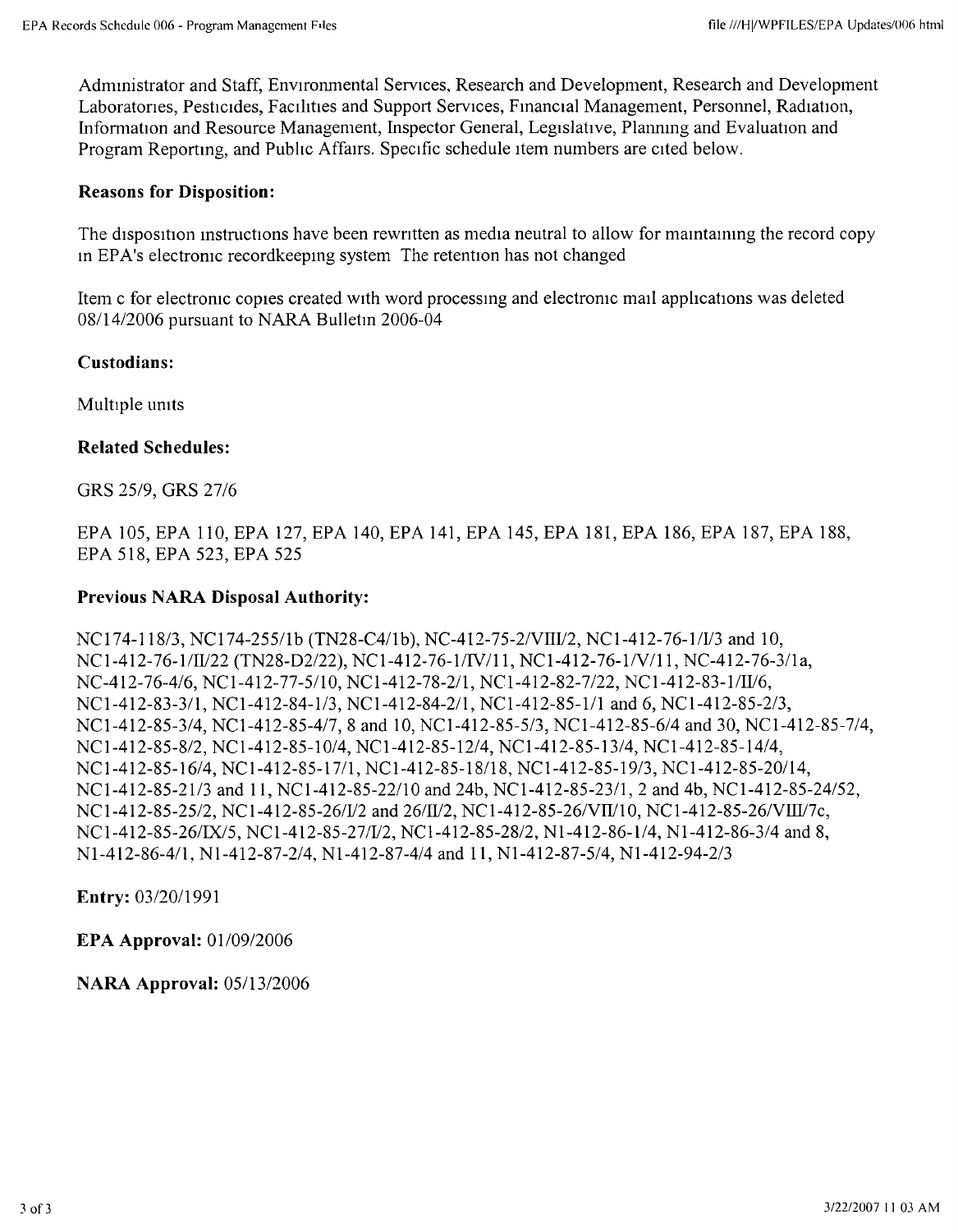Administrator and Staff, Environmental Services, Research and Development, Research and Development Laboratories, Pesticides, Facilities and Support Services, Financial Management, Personnel, Radiation, Information and Resource Management, Inspector General, Legislative, Planning and Evaluation and Program Reporting, and Public Affairs. Specific schedule item numbers are cited below.

**Reasons for Disposition:**

The disposition instructions have been rewritten as media neutral to allow for maintaining the record copy in EPA's electronic recordkeeping system The retention has not changed

Item c for electronic copies created with word processing and electronic mail applications was deleted 08/14/2006 pursuant to NARA Bulletin 2006-04

**Custodians:**

Multiple units

**Related Schedules:**

GRS 25/9, GRS 27/6

EPA 105, EPA 110, EPA 127, EPA 140, EPA 141, EPA 145, EPA 181, EPA 186, EPA 187, EPA 188, EPA 518, EPA 523, EPA 525

**Previous NARA Disposal Authority:**

NC174-118/3, NC174-255/1b (TN28-C4/1b), NC-412-75-2/VIII/2, NC1-412-76-1/I/3 and 10, NC1-412-76-1/II/22 (TN28-D2/22), NC1-412-76-1/IV/11, NC1-412-76-1/V/11, NC-412-76-3/1a, NC-412-76-4/6, NC1-412-77-5/10, NC1-412-78-2/1, NC1-412-82-7/22, NC1-412-83-1/II/6, NC1-412-83-3/1, NC1-412-84-1/3, NC1-412-84-2/1, NC1-412-85-1/1 and 6, NC1-412-85-2/3, NC1-412-85-3/4, NC1-412-85-4/7, 8 and 10, NC1-412-85-5/3, NC1-412-85-6/4 and 30, NC1-412-85-7/4, NC1-412-85-8/2, NC1-412-85-10/4, NC1-412-85-12/4, NC1-412-85-13/4, NC1-412-85-14/4, NC1-412-85-16/4, NC1-412-85-17/1, NC1-412-85-18/18, NC1-412-85-19/3, NC1-412-85-20/14, NC1-412-85-21/3 and 11, NC1-412-85-22/10 and 24b, NC1-412-85-23/1, 2 and 4b, NC1-412-85-24/52, NC1-412-85-25/2, NC1-412-85-26/I/2 and 26/II/2, NC1-412-85-26/VII/10, NC1-412-85-26/VIII/7c, NC1-412-85-26/IX/5, NC1-412-85-27/I/2, NC1-412-85-28/2, N1-412-86-1/4, N1-412-86-3/4 and 8, N1-412-86-4/1, N1-412-87-2/4, N1-412-87-4/4 and 11, N1-412-87-5/4, N1-412-94-2/3

**Entry:** 03/20/1991

**EPA Approval:** 01/09/2006

**NARA Approval:** 05/13/2006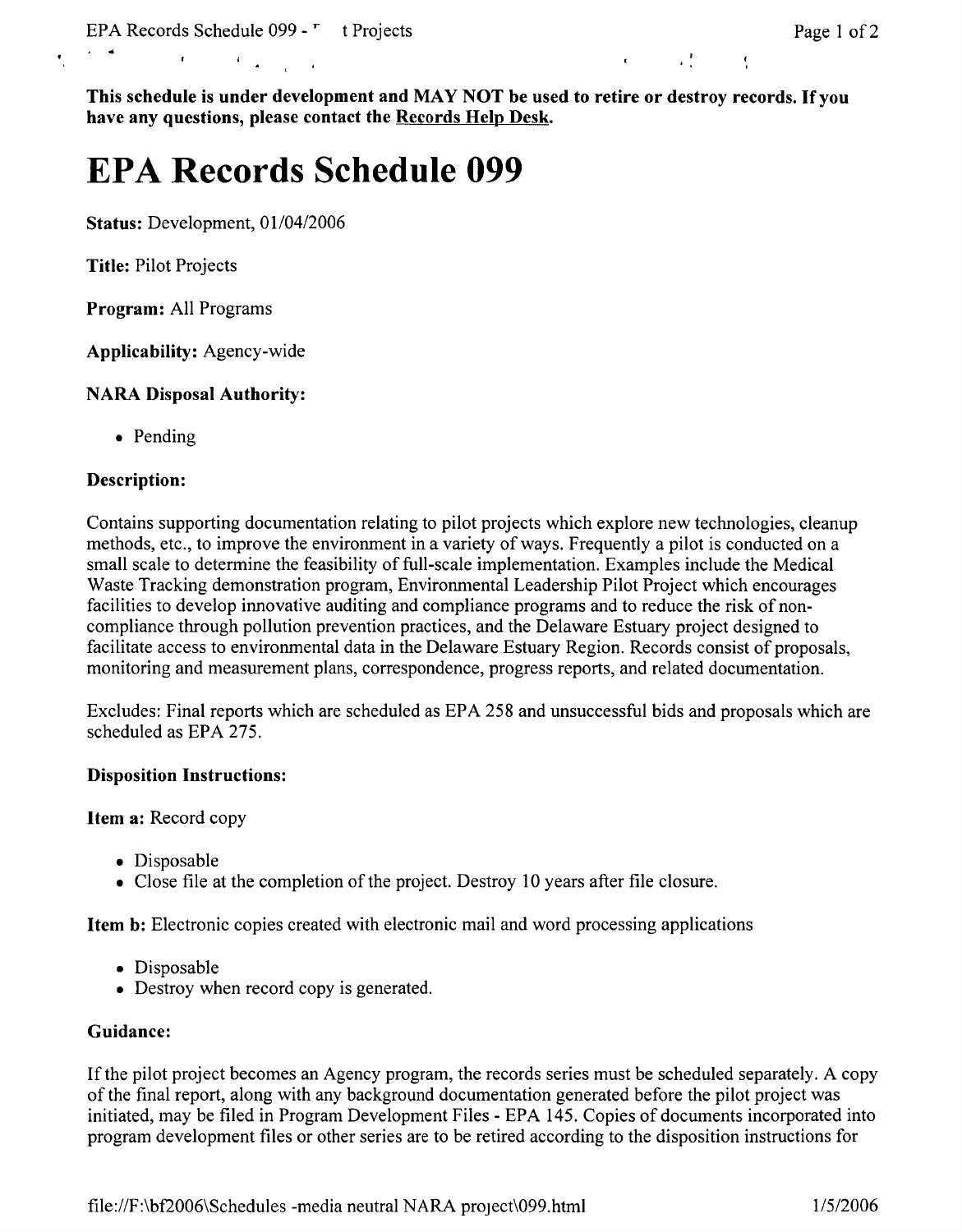**This schedule is under development and MAY NOT be used to retire or destroy records. If you have any questions, please contact the Records Help Desk.**

# EPA Records Schedule 099

**Status:** Development, 01/04/2006

**Title:** Pilot Projects

**Program:** All Programs

**Applicability:** Agency-wide

**NARA Disposal Authority:**

- Pending

**Description:**

Contains supporting documentation relating to pilot projects which explore new technologies, cleanup methods, etc., to improve the environment in a variety of ways. Frequently a pilot is conducted on a small scale to determine the feasibility of full-scale implementation. Examples include the Medical Waste Tracking demonstration program, Environmental Leadership Pilot Project which encourages facilities to develop innovative auditing and compliance programs and to reduce the risk of non-compliance through pollution prevention practices, and the Delaware Estuary project designed to facilitate access to environmental data in the Delaware Estuary Region. Records consist of proposals, monitoring and measurement plans, correspondence, progress reports, and related documentation.

Excludes: Final reports which are scheduled as EPA 258 and unsuccessful bids and proposals which are scheduled as EPA 275.

**Disposition Instructions:**

**Item a:** Record copy

- Disposable
- Close file at the completion of the project. Destroy 10 years after file closure.

**Item b:** Electronic copies created with electronic mail and word processing applications

- Disposable
- Destroy when record copy is generated.

**Guidance:**

If the pilot project becomes an Agency program, the records series must be scheduled separately. A copy of the final report, along with any background documentation generated before the pilot project was initiated, may be filed in Program Development Files - EPA 145. Copies of documents incorporated into program development files or other series are to be retired according to the disposition instructions for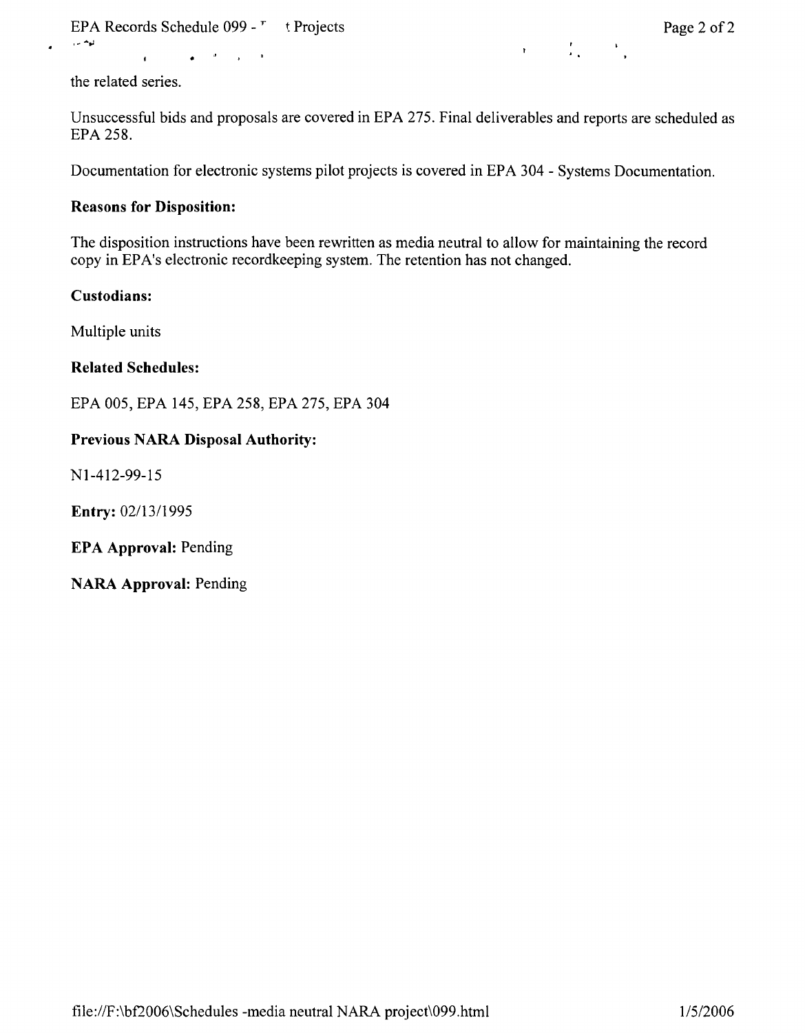the related series.

Unsuccessful bids and proposals are covered in EPA 275. Final deliverables and reports are scheduled as EPA 258.

Documentation for electronic systems pilot projects is covered in EPA 304 - Systems Documentation.

**Reasons for Disposition:**

The disposition instructions have been rewritten as media neutral to allow for maintaining the record copy in EPA's electronic recordkeeping system. The retention has not changed.

**Custodians:**

Multiple units

**Related Schedules:**

EPA 005, EPA 145, EPA 258, EPA 275, EPA 304

**Previous NARA Disposal Authority:**

N1-412-99-15

**Entry:** 02/13/1995

**EPA Approval:** Pending

**NARA Approval:** Pending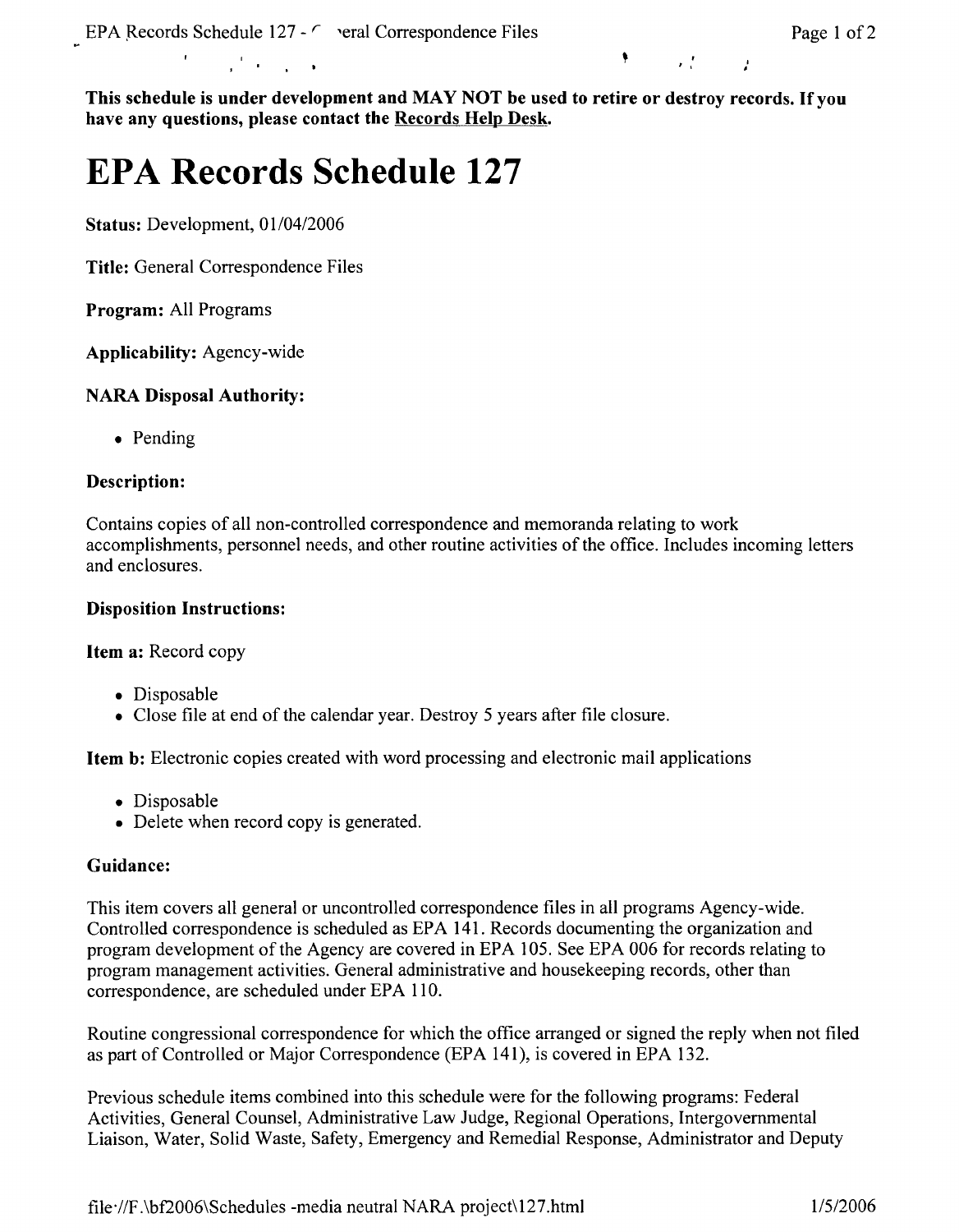**This schedule is under development and MAY NOT be used to retire or destroy records. If you have any questions, please contact the Records Help Desk.**

# EPA Records Schedule 127

**Status:** Development, 01/04/2006

**Title:** General Correspondence Files

**Program:** All Programs

**Applicability:** Agency-wide

**NARA Disposal Authority:**

- Pending

**Description:**

Contains copies of all non-controlled correspondence and memoranda relating to work accomplishments, personnel needs, and other routine activities of the office. Includes incoming letters and enclosures.

**Disposition Instructions:**

**Item a:** Record copy

- Disposable
- Close file at end of the calendar year. Destroy 5 years after file closure.

**Item b:** Electronic copies created with word processing and electronic mail applications

- Disposable
- Delete when record copy is generated.

**Guidance:**

This item covers all general or uncontrolled correspondence files in all programs Agency-wide. Controlled correspondence is scheduled as EPA 141. Records documenting the organization and program development of the Agency are covered in EPA 105. See EPA 006 for records relating to program management activities. General administrative and housekeeping records, other than correspondence, are scheduled under EPA 110.

Routine congressional correspondence for which the office arranged or signed the reply when not filed as part of Controlled or Major Correspondence (EPA 141), is covered in EPA 132.

Previous schedule items combined into this schedule were for the following programs: Federal Activities, General Counsel, Administrative Law Judge, Regional Operations, Intergovernmental Liaison, Water, Solid Waste, Safety, Emergency and Remedial Response, Administrator and Deputy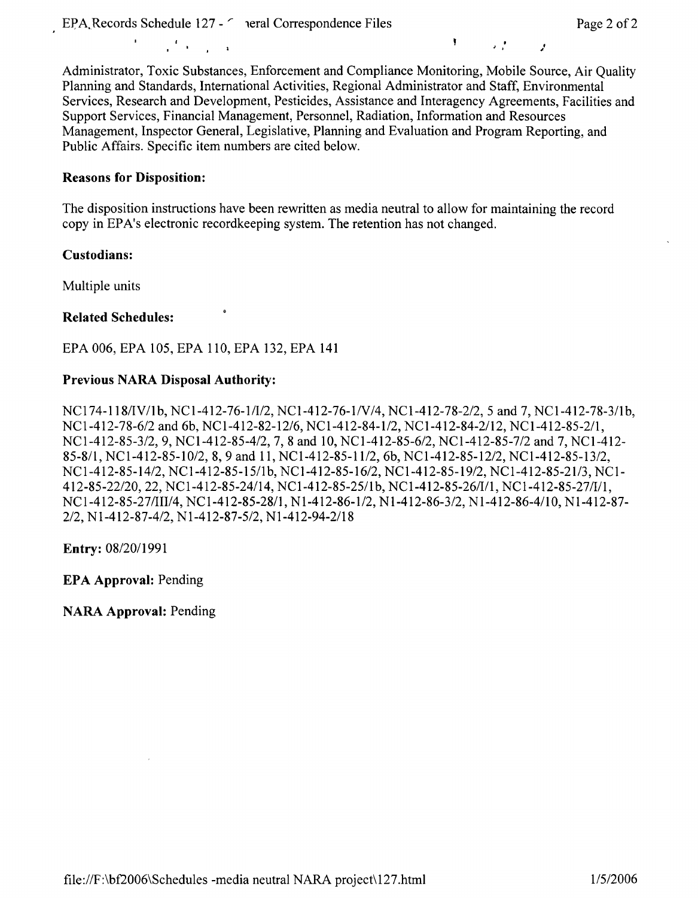Administrator, Toxic Substances, Enforcement and Compliance Monitoring, Mobile Source, Air Quality Planning and Standards, International Activities, Regional Administrator and Staff, Environmental Services, Research and Development, Pesticides, Assistance and Interagency Agreements, Facilities and Support Services, Financial Management, Personnel, Radiation, Information and Resources Management, Inspector General, Legislative, Planning and Evaluation and Program Reporting, and Public Affairs. Specific item numbers are cited below.

**Reasons for Disposition:**

The disposition instructions have been rewritten as media neutral to allow for maintaining the record copy in EPA's electronic recordkeeping system. The retention has not changed.

**Custodians:**

Multiple units

**Related Schedules:**

EPA 006, EPA 105, EPA 110, EPA 132, EPA 141

**Previous NARA Disposal Authority:**

NC174-118/IV/1b, NC1-412-76-1/I/2, NC1-412-76-1/V/4, NC1-412-78-2/2, 5 and 7, NC1-412-78-3/1b, NC1-412-78-6/2 and 6b, NC1-412-82-12/6, NC1-412-84-1/2, NC1-412-84-2/12, NC1-412-85-2/1, NC1-412-85-3/2, 9, NC1-412-85-4/2, 7, 8 and 10, NC1-412-85-6/2, NC1-412-85-7/2 and 7, NC1-412-85-8/1, NC1-412-85-10/2, 8, 9 and 11, NC1-412-85-11/2, 6b, NC1-412-85-12/2, NC1-412-85-13/2, NC1-412-85-14/2, NC1-412-85-15/1b, NC1-412-85-16/2, NC1-412-85-19/2, NC1-412-85-21/3, NC1-412-85-22/20, 22, NC1-412-85-24/14, NC1-412-85-25/1b, NC1-412-85-26/I/1, NC1-412-85-27/I/1, NC1-412-85-27/III/4, NC1-412-85-28/1, N1-412-86-1/2, N1-412-86-3/2, N1-412-86-4/10, N1-412-87-2/2, N1-412-87-4/2, N1-412-87-5/2, N1-412-94-2/18

**Entry:** 08/20/1991

**EPA Approval:** Pending

**NARA Approval:** Pending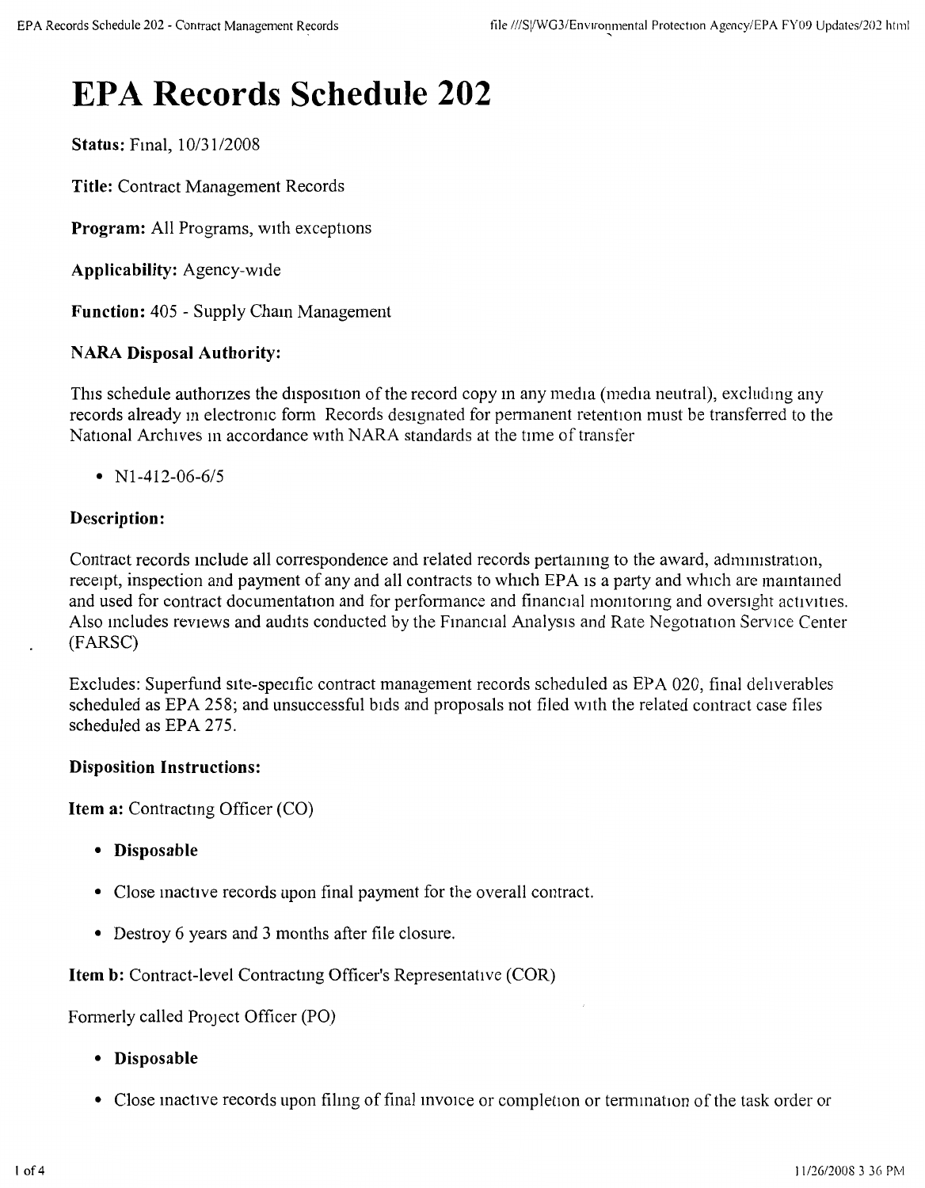# EPA Records Schedule 202

**Status:** Final, 10/31/2008

**Title:** Contract Management Records

**Program:** All Programs, with exceptions

**Applicability:** Agency-wide

**Function:** 405 - Supply Chain Management

### NARA Disposal Authority:

This schedule authorizes the disposition of the record copy in any media (media neutral), excluding any records already in electronic form Records designated for permanent retention must be transferred to the National Archives in accordance with NARA standards at the time of transfer

- N1-412-06-6/5

### Description:

Contract records include all correspondence and related records pertaining to the award, administration, receipt, inspection and payment of any and all contracts to which EPA is a party and which are maintained and used for contract documentation and for performance and financial monitoring and oversight activities. Also includes reviews and audits conducted by the Financial Analysis and Rate Negotiation Service Center (FARSC)

Excludes: Superfund site-specific contract management records scheduled as EPA 020, final deliverables scheduled as EPA 258; and unsuccessful bids and proposals not filed with the related contract case files scheduled as EPA 275.

### Disposition Instructions:

**Item a:** Contracting Officer (CO)

- **Disposable**
- Close inactive records upon final payment for the overall contract.
- Destroy 6 years and 3 months after file closure.

**Item b:** Contract-level Contracting Officer's Representative (COR)

Formerly called Project Officer (PO)

- **Disposable**
- Close inactive records upon filing of final invoice or completion or termination of the task order or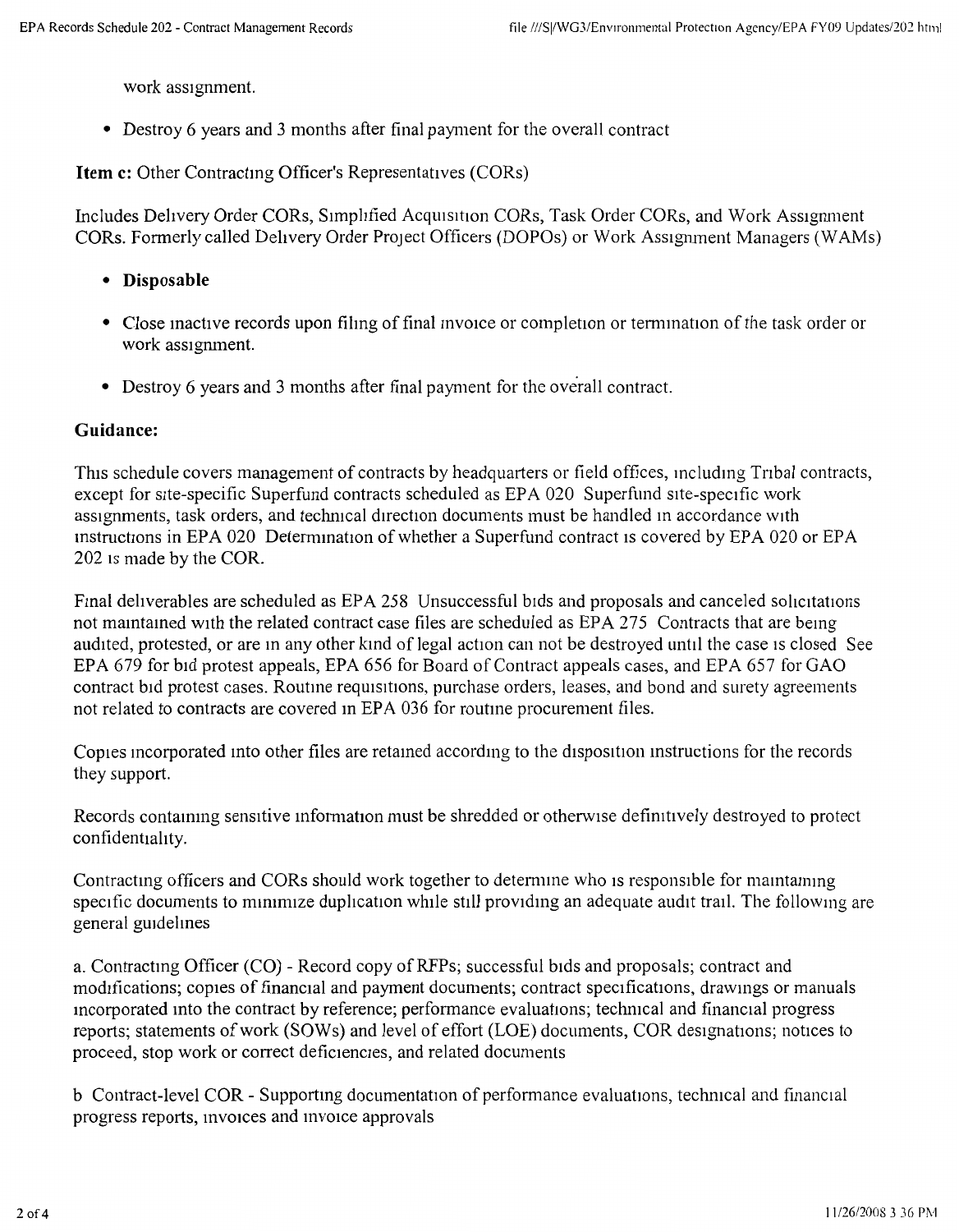work assignment.

- Destroy 6 years and 3 months after final payment for the overall contract

**Item c:** Other Contracting Officer's Representatives (CORs)

Includes Delivery Order CORs, Simplified Acquisition CORs, Task Order CORs, and Work Assignment CORs. Formerly called Delivery Order Project Officers (DOPOs) or Work Assignment Managers (WAMs)

- **Disposable**
- Close inactive records upon filing of final invoice or completion or termination of the task order or work assignment.
- Destroy 6 years and 3 months after final payment for the overall contract.

**Guidance:**

This schedule covers management of contracts by headquarters or field offices, including Tribal contracts, except for site-specific Superfund contracts scheduled as EPA 020 Superfund site-specific work assignments, task orders, and technical direction documents must be handled in accordance with instructions in EPA 020 Determination of whether a Superfund contract is covered by EPA 020 or EPA 202 is made by the COR.

Final deliverables are scheduled as EPA 258 Unsuccessful bids and proposals and canceled solicitations not maintained with the related contract case files are scheduled as EPA 275 Contracts that are being audited, protested, or are in any other kind of legal action can not be destroyed until the case is closed See EPA 679 for bid protest appeals, EPA 656 for Board of Contract appeals cases, and EPA 657 for GAO contract bid protest cases. Routine requisitions, purchase orders, leases, and bond and surety agreements not related to contracts are covered in EPA 036 for routine procurement files.

Copies incorporated into other files are retained according to the disposition instructions for the records they support.

Records containing sensitive information must be shredded or otherwise definitively destroyed to protect confidentiality.

Contracting officers and CORs should work together to determine who is responsible for maintaining specific documents to minimize duplication while still providing an adequate audit trail. The following are general guidelines

a. Contracting Officer (CO) - Record copy of RFPs; successful bids and proposals; contract and modifications; copies of financial and payment documents; contract specifications, drawings or manuals incorporated into the contract by reference; performance evaluations; technical and financial progress reports; statements of work (SOWs) and level of effort (LOE) documents, COR designations; notices to proceed, stop work or correct deficiencies, and related documents

b Contract-level COR - Supporting documentation of performance evaluations, technical and financial progress reports, invoices and invoice approvals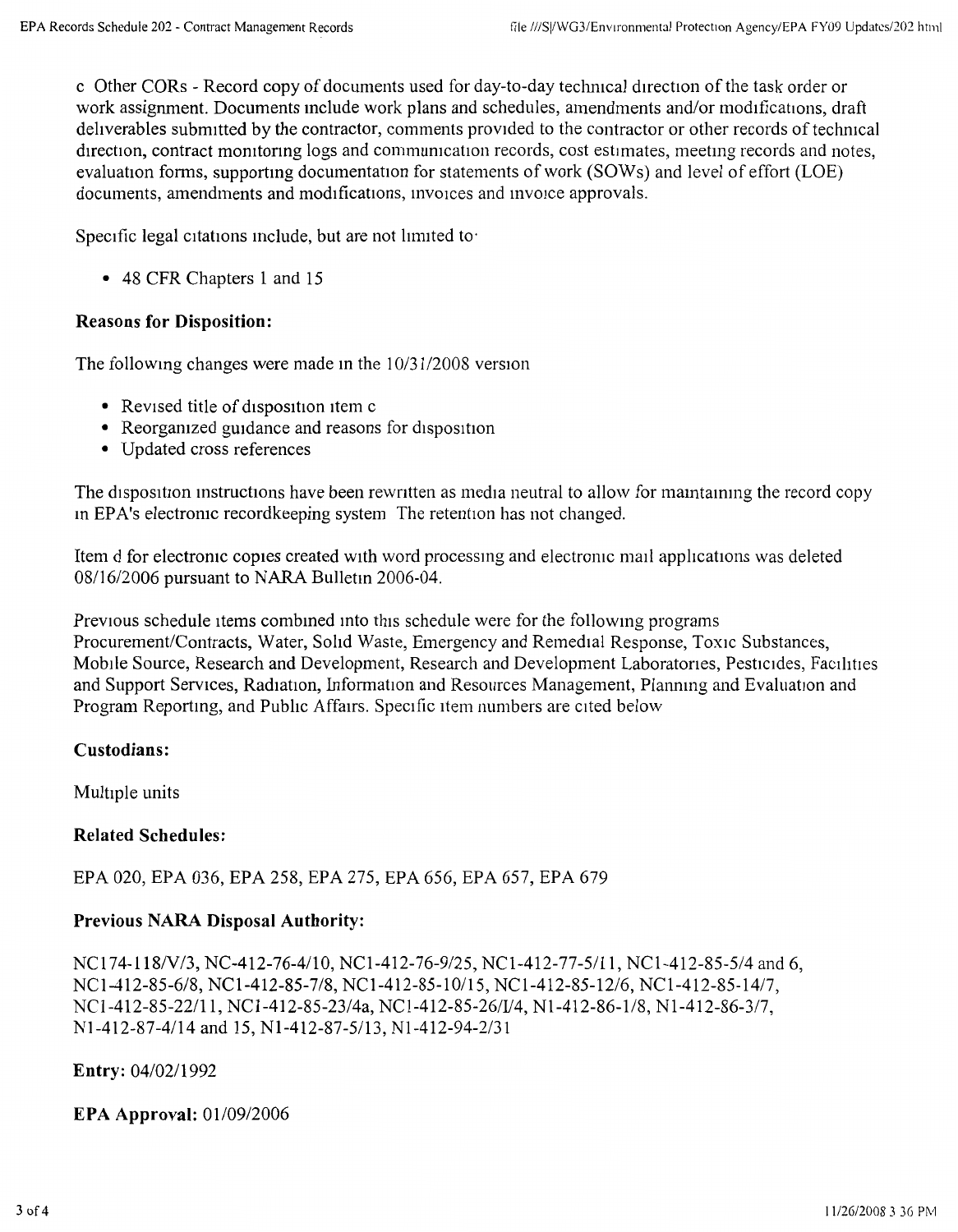c Other CORs - Record copy of documents used for day-to-day technical direction of the task order or work assignment. Documents include work plans and schedules, amendments and/or modifications, draft deliverables submitted by the contractor, comments provided to the contractor or other records of technical direction, contract monitoring logs and communication records, cost estimates, meeting records and notes, evaluation forms, supporting documentation for statements of work (SOWs) and level of effort (LOE) documents, amendments and modifications, invoices and invoice approvals.

Specific legal citations include, but are not limited to:

- 48 CFR Chapters 1 and 15

**Reasons for Disposition:**

The following changes were made in the 10/31/2008 version

- Revised title of disposition item c
- Reorganized guidance and reasons for disposition
- Updated cross references

The disposition instructions have been rewritten as media neutral to allow for maintaining the record copy in EPA's electronic recordkeeping system The retention has not changed.

Item d for electronic copies created with word processing and electronic mail applications was deleted 08/16/2006 pursuant to NARA Bulletin 2006-04.

Previous schedule items combined into this schedule were for the following programs Procurement/Contracts, Water, Solid Waste, Emergency and Remedial Response, Toxic Substances, Mobile Source, Research and Development, Research and Development Laboratories, Pesticides, Facilities and Support Services, Radiation, Information and Resources Management, Planning and Evaluation and Program Reporting, and Public Affairs. Specific item numbers are cited below

**Custodians:**

Multiple units

**Related Schedules:**

EPA 020, EPA 036, EPA 258, EPA 275, EPA 656, EPA 657, EPA 679

**Previous NARA Disposal Authority:**

NC174-118/V/3, NC-412-76-4/10, NC1-412-76-9/25, NC1-412-77-5/11, NC1-412-85-5/4 and 6, NC1-412-85-6/8, NC1-412-85-7/8, NC1-412-85-10/15, NC1-412-85-12/6, NC1-412-85-14/7, NC1-412-85-22/11, NC1-412-85-23/4a, NC1-412-85-26/I/4, N1-412-86-1/8, N1-412-86-3/7, N1-412-87-4/14 and 15, N1-412-87-5/13, N1-412-94-2/31

**Entry:** 04/02/1992

**EPA Approval:** 01/09/2006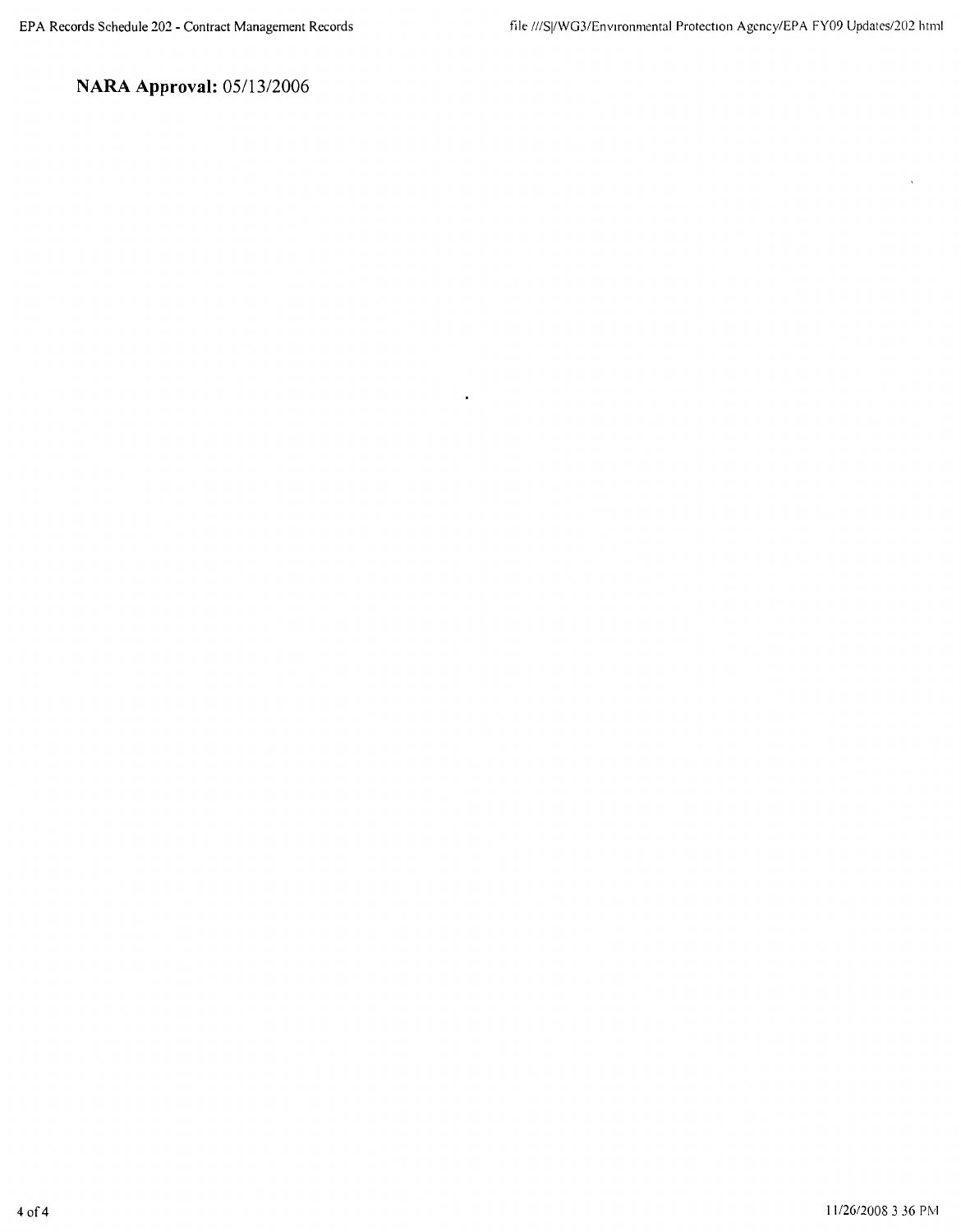**NARA Approval:** 05/13/2006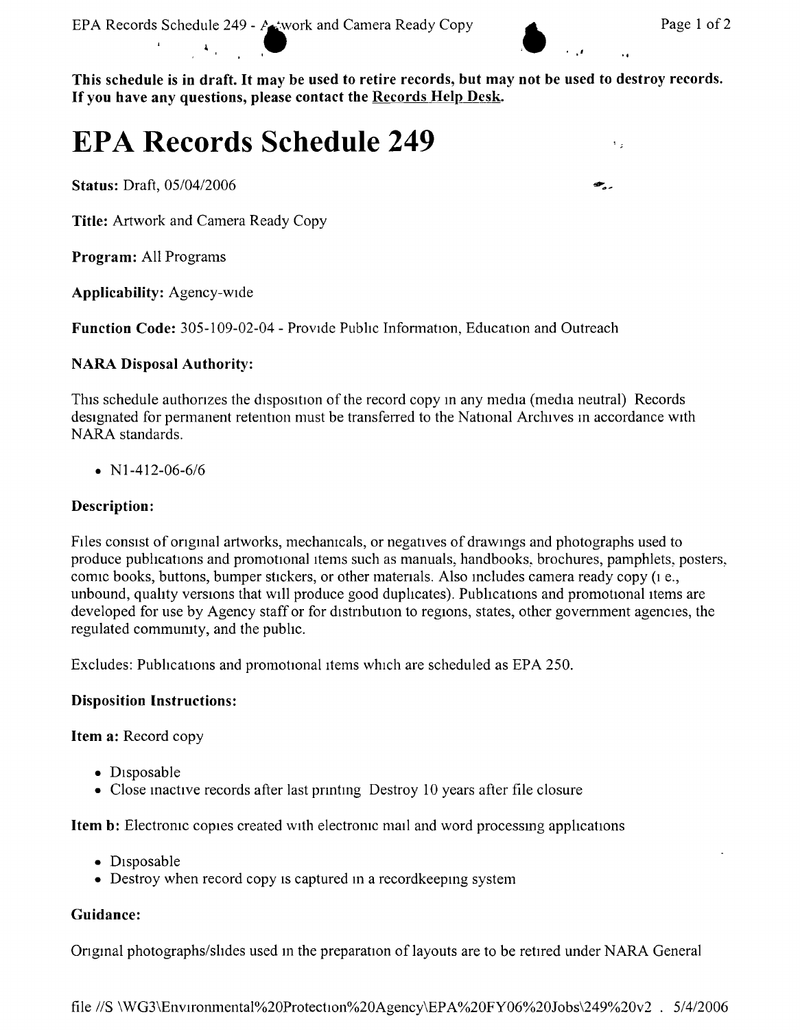**This schedule is in draft. It may be used to retire records, but may not be used to destroy records. If you have any questions, please contact the Records Help Desk.**

# EPA Records Schedule 249

**Status:** Draft, 05/04/2006

**Title:** Artwork and Camera Ready Copy

**Program:** All Programs

**Applicability:** Agency-wide

**Function Code:** 305-109-02-04 - Provide Public Information, Education and Outreach

### NARA Disposal Authority:

This schedule authorizes the disposition of the record copy in any media (media neutral) Records designated for permanent retention must be transferred to the National Archives in accordance with NARA standards.

- N1-412-06-6/6

### Description:

Files consist of original artworks, mechanicals, or negatives of drawings and photographs used to produce publications and promotional items such as manuals, handbooks, brochures, pamphlets, posters, comic books, buttons, bumper stickers, or other materials. Also includes camera ready copy (i e., unbound, quality versions that will produce good duplicates). Publications and promotional items are developed for use by Agency staff or for distribution to regions, states, other government agencies, the regulated community, and the public.

Excludes: Publications and promotional items which are scheduled as EPA 250.

### Disposition Instructions:

**Item a:** Record copy

- Disposable
- Close inactive records after last printing Destroy 10 years after file closure

**Item b:** Electronic copies created with electronic mail and word processing applications

- Disposable
- Destroy when record copy is captured in a recordkeeping system

### Guidance:

Original photographs/slides used in the preparation of layouts are to be retired under NARA General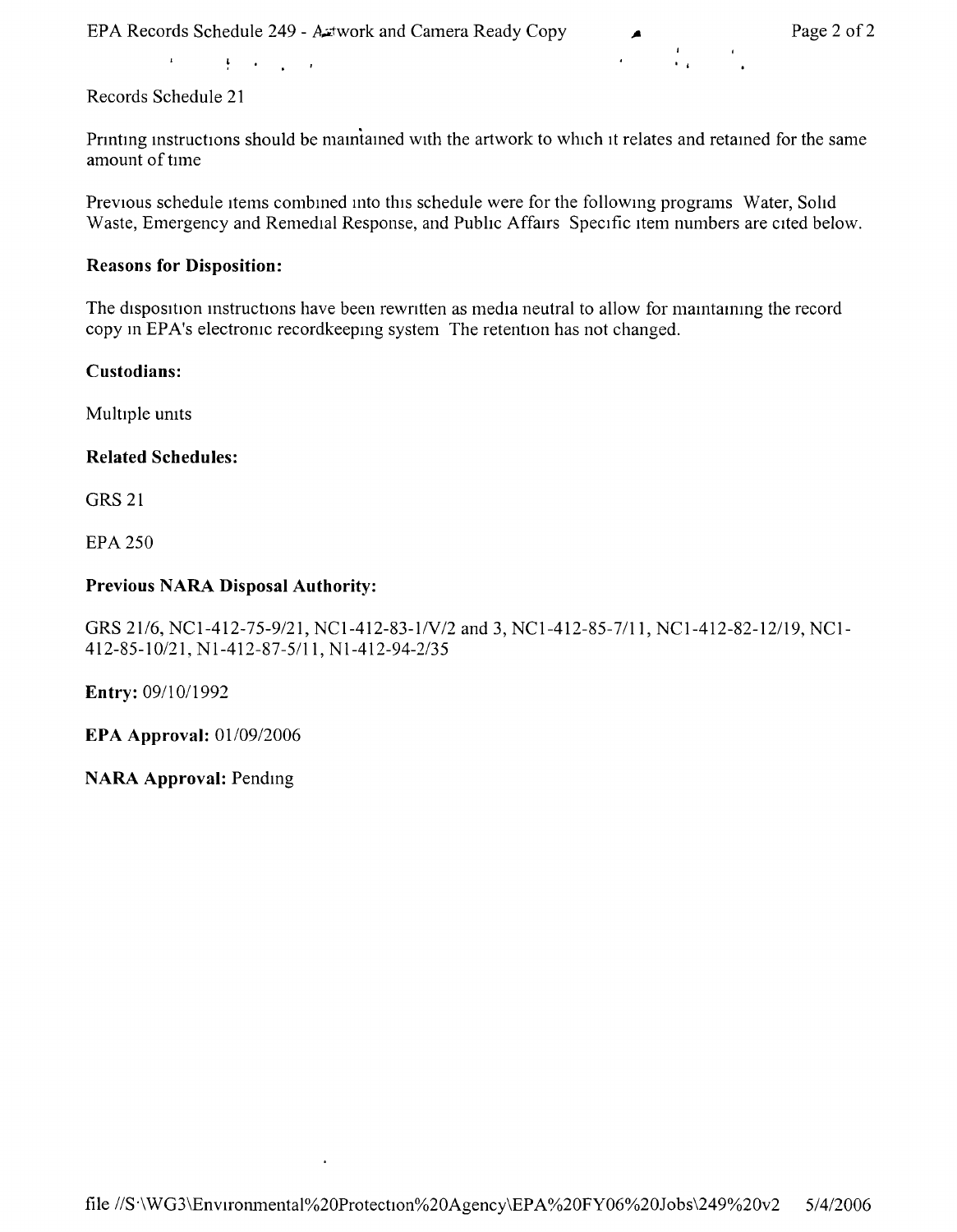Records Schedule 21

Printing instructions should be maintained with the artwork to which it relates and retained for the same amount of time

Previous schedule items combined into this schedule were for the following programs Water, Solid Waste, Emergency and Remedial Response, and Public Affairs Specific item numbers are cited below.

**Reasons for Disposition:**

The disposition instructions have been rewritten as media neutral to allow for maintaining the record copy in EPA's electronic recordkeeping system The retention has not changed.

**Custodians:**

Multiple units

**Related Schedules:**

GRS 21

EPA 250

**Previous NARA Disposal Authority:**

GRS 21/6, NC1-412-75-9/21, NC1-412-83-1/V/2 and 3, NC1-412-85-7/11, NC1-412-82-12/19, NC1-412-85-10/21, N1-412-87-5/11, N1-412-94-2/35

**Entry:** 09/10/1992

**EPA Approval:** 01/09/2006

**NARA Approval:** Pending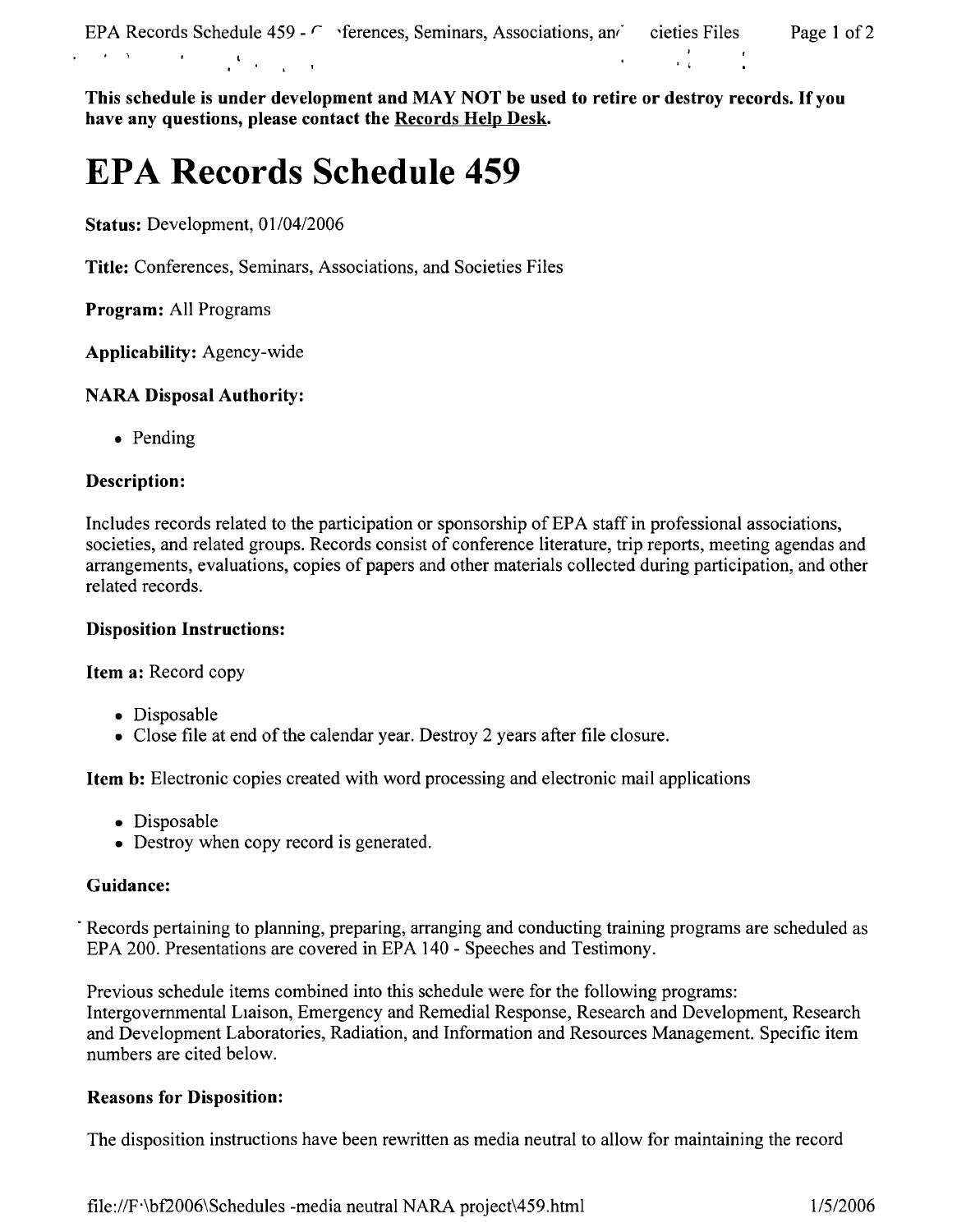**This schedule is under development and MAY NOT be used to retire or destroy records. If you have any questions, please contact the Records Help Desk.**

# EPA Records Schedule 459

**Status:** Development, 01/04/2006

**Title:** Conferences, Seminars, Associations, and Societies Files

**Program:** All Programs

**Applicability:** Agency-wide

**NARA Disposal Authority:**

- Pending

**Description:**

Includes records related to the participation or sponsorship of EPA staff in professional associations, societies, and related groups. Records consist of conference literature, trip reports, meeting agendas and arrangements, evaluations, copies of papers and other materials collected during participation, and other related records.

**Disposition Instructions:**

**Item a:** Record copy

- Disposable
- Close file at end of the calendar year. Destroy 2 years after file closure.

**Item b:** Electronic copies created with word processing and electronic mail applications

- Disposable
- Destroy when copy record is generated.

**Guidance:**

Records pertaining to planning, preparing, arranging and conducting training programs are scheduled as EPA 200. Presentations are covered in EPA 140 - Speeches and Testimony.

Previous schedule items combined into this schedule were for the following programs: Intergovernmental Liaison, Emergency and Remedial Response, Research and Development, Research and Development Laboratories, Radiation, and Information and Resources Management. Specific item numbers are cited below.

**Reasons for Disposition:**

The disposition instructions have been rewritten as media neutral to allow for maintaining the record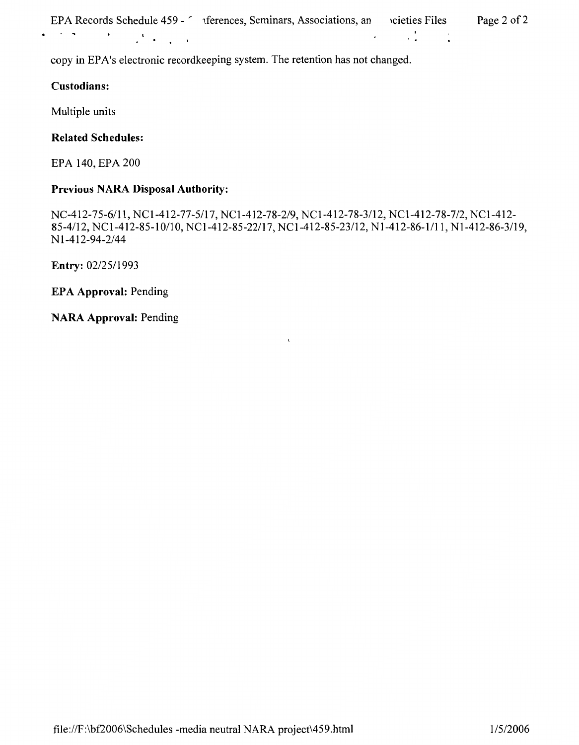copy in EPA's electronic recordkeeping system. The retention has not changed.

**Custodians:**

Multiple units

**Related Schedules:**

EPA 140, EPA 200

**Previous NARA Disposal Authority:**

NC-412-75-6/11, NC1-412-77-5/17, NC1-412-78-2/9, NC1-412-78-3/12, NC1-412-78-7/2, NC1-412-85-4/12, NC1-412-85-10/10, NC1-412-85-22/17, NC1-412-85-23/12, N1-412-86-1/11, N1-412-86-3/19, N1-412-94-2/44

**Entry:** 02/25/1993

**EPA Approval:** Pending

**NARA Approval:** Pending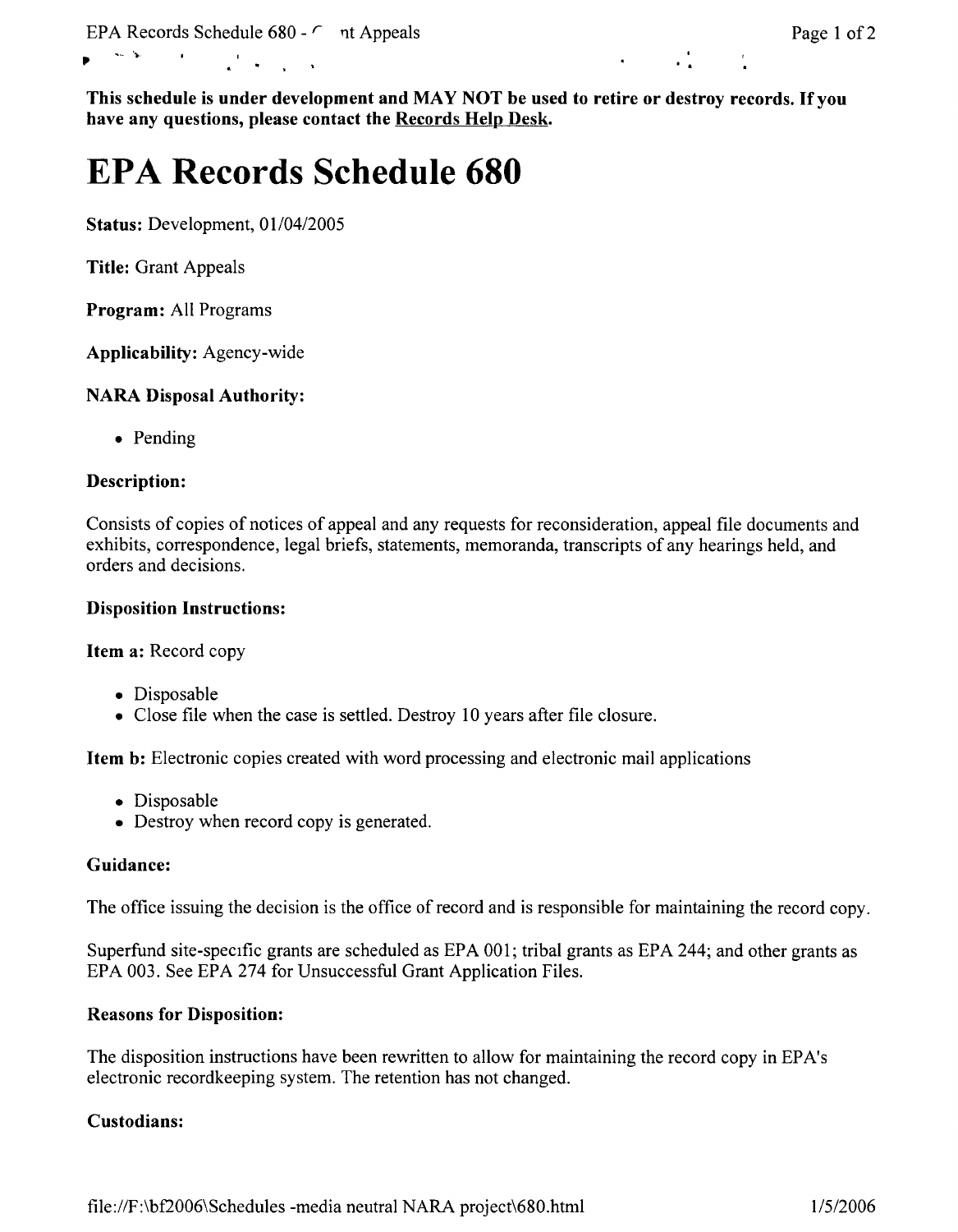**This schedule is under development and MAY NOT be used to retire or destroy records. If you have any questions, please contact the Records Help Desk.**

# EPA Records Schedule 680

**Status:** Development, 01/04/2005

**Title:** Grant Appeals

**Program:** All Programs

**Applicability:** Agency-wide

### NARA Disposal Authority:

- Pending

### Description:

Consists of copies of notices of appeal and any requests for reconsideration, appeal file documents and exhibits, correspondence, legal briefs, statements, memoranda, transcripts of any hearings held, and orders and decisions.

### Disposition Instructions:

**Item a:** Record copy

- Disposable
- Close file when the case is settled. Destroy 10 years after file closure.

**Item b:** Electronic copies created with word processing and electronic mail applications

- Disposable
- Destroy when record copy is generated.

### Guidance:

The office issuing the decision is the office of record and is responsible for maintaining the record copy.

Superfund site-specific grants are scheduled as EPA 001; tribal grants as EPA 244; and other grants as EPA 003. See EPA 274 for Unsuccessful Grant Application Files.

### Reasons for Disposition:

The disposition instructions have been rewritten to allow for maintaining the record copy in EPA's electronic recordkeeping system. The retention has not changed.

### Custodians: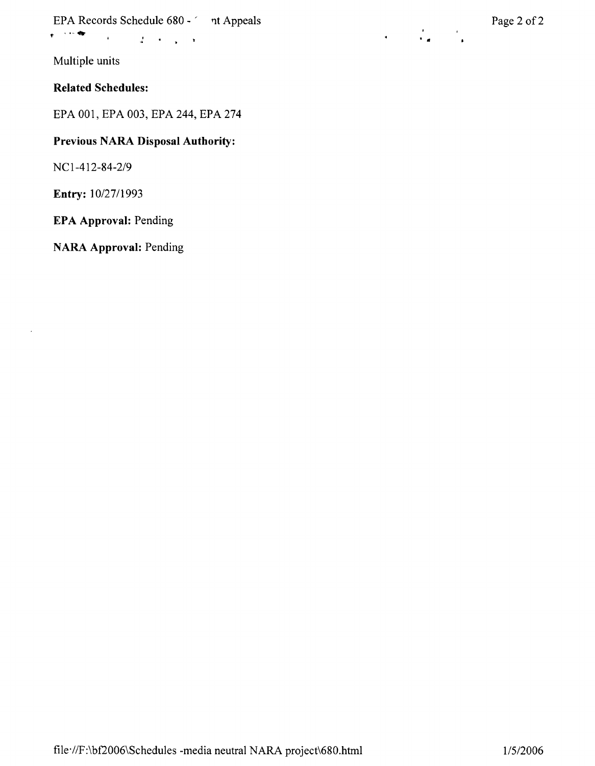Multiple units

**Related Schedules:**

EPA 001, EPA 003, EPA 244, EPA 274

**Previous NARA Disposal Authority:**

NC1-412-84-2/9

**Entry:** 10/27/1993

**EPA Approval:** Pending

**NARA Approval:** Pending